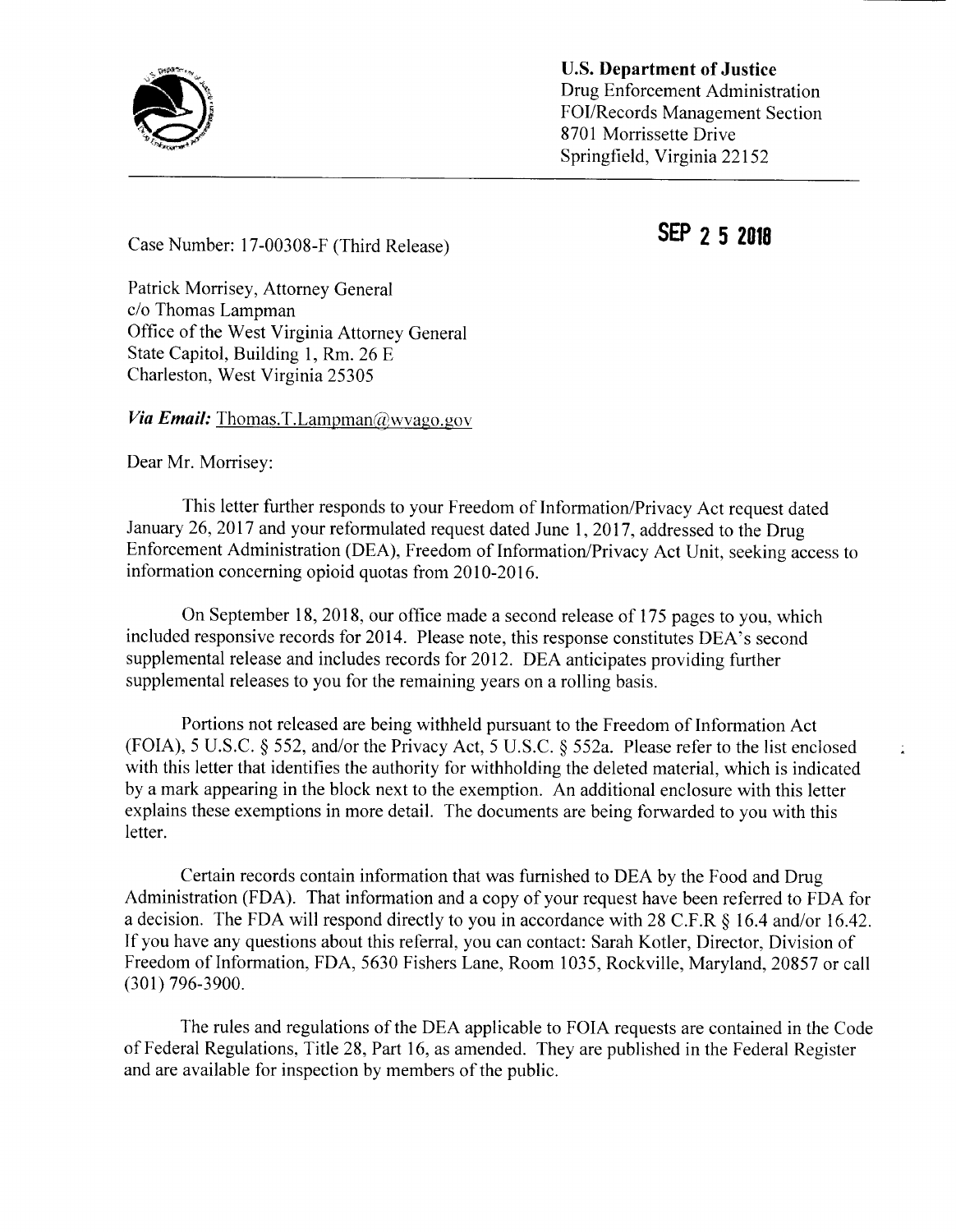**U.S. Department of Justice**
Drug Enforcement Administration
FOI/Records Management Section
8701 Morrissette Drive
Springfield, Virginia 22152

---

Case Number: 17-00308-F (Third Release)

**SEP 25 2018**

Patrick Morrisey, Attorney General
c/o Thomas Lampman
Office of the West Virginia Attorney General
State Capitol, Building 1, Rm. 26 E
Charleston, West Virginia 25305

***Via Email:*** Thomas.T.Lampman@wvago.gov

Dear Mr. Morrisey:

This letter further responds to your Freedom of Information/Privacy Act request dated January 26, 2017 and your reformulated request dated June 1, 2017, addressed to the Drug Enforcement Administration (DEA), Freedom of Information/Privacy Act Unit, seeking access to information concerning opioid quotas from 2010-2016.

On September 18, 2018, our office made a second release of 175 pages to you, which included responsive records for 2014. Please note, this response constitutes DEA's second supplemental release and includes records for 2012. DEA anticipates providing further supplemental releases to you for the remaining years on a rolling basis.

Portions not released are being withheld pursuant to the Freedom of Information Act (FOIA), 5 U.S.C. § 552, and/or the Privacy Act, 5 U.S.C. § 552a. Please refer to the list enclosed with this letter that identifies the authority for withholding the deleted material, which is indicated by a mark appearing in the block next to the exemption. An additional enclosure with this letter explains these exemptions in more detail. The documents are being forwarded to you with this letter.

Certain records contain information that was furnished to DEA by the Food and Drug Administration (FDA). That information and a copy of your request have been referred to FDA for a decision. The FDA will respond directly to you in accordance with 28 C.F.R § 16.4 and/or 16.42. If you have any questions about this referral, you can contact: Sarah Kotler, Director, Division of Freedom of Information, FDA, 5630 Fishers Lane, Room 1035, Rockville, Maryland, 20857 or call (301) 796-3900.

The rules and regulations of the DEA applicable to FOIA requests are contained in the Code of Federal Regulations, Title 28, Part 16, as amended. They are published in the Federal Register and are available for inspection by members of the public.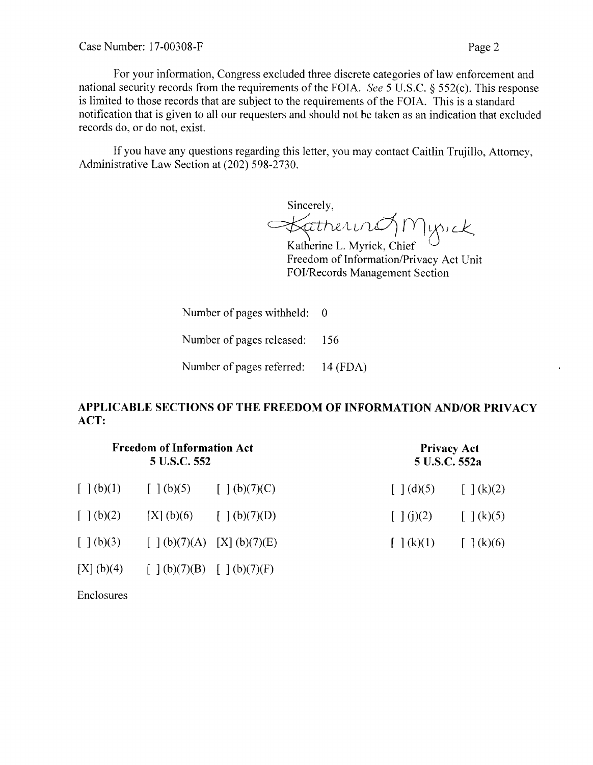Case Number: 17-00308-F

For your information, Congress excluded three discrete categories of law enforcement and national security records from the requirements of the FOIA. *See* 5 U.S.C. § 552(c). This response is limited to those records that are subject to the requirements of the FOIA. This is a standard notification that is given to all our requesters and should not be taken as an indication that excluded records do, or do not, exist.

If you have any questions regarding this letter, you may contact Caitlin Trujillo, Attorney, Administrative Law Section at (202) 598-2730.

Sincerely,

Katherine L. Myrick, Chief
Freedom of Information/Privacy Act Unit
FOI/Records Management Section

Number of pages withheld: 0

Number of pages released: 156

Number of pages referred: 14 (FDA)

**APPLICABLE SECTIONS OF THE FREEDOM OF INFORMATION AND/OR PRIVACY ACT:**

| Freedom of Information Act 5 U.S.C. 552 | | | Privacy Act 5 U.S.C. 552a | |
|---|---|---|---|---|
| [ ] (b)(1) | [ ] (b)(5) | [ ] (b)(7)(C) | [ ] (d)(5) | [ ] (k)(2) |
| [ ] (b)(2) | [X] (b)(6) | [ ] (b)(7)(D) | [ ] (j)(2) | [ ] (k)(5) |
| [ ] (b)(3) | [ ] (b)(7)(A) | [X] (b)(7)(E) | [ ] (k)(1) | [ ] (k)(6) |
| [X] (b)(4) | [ ] (b)(7)(B) | [ ] (b)(7)(F) | | |

Enclosures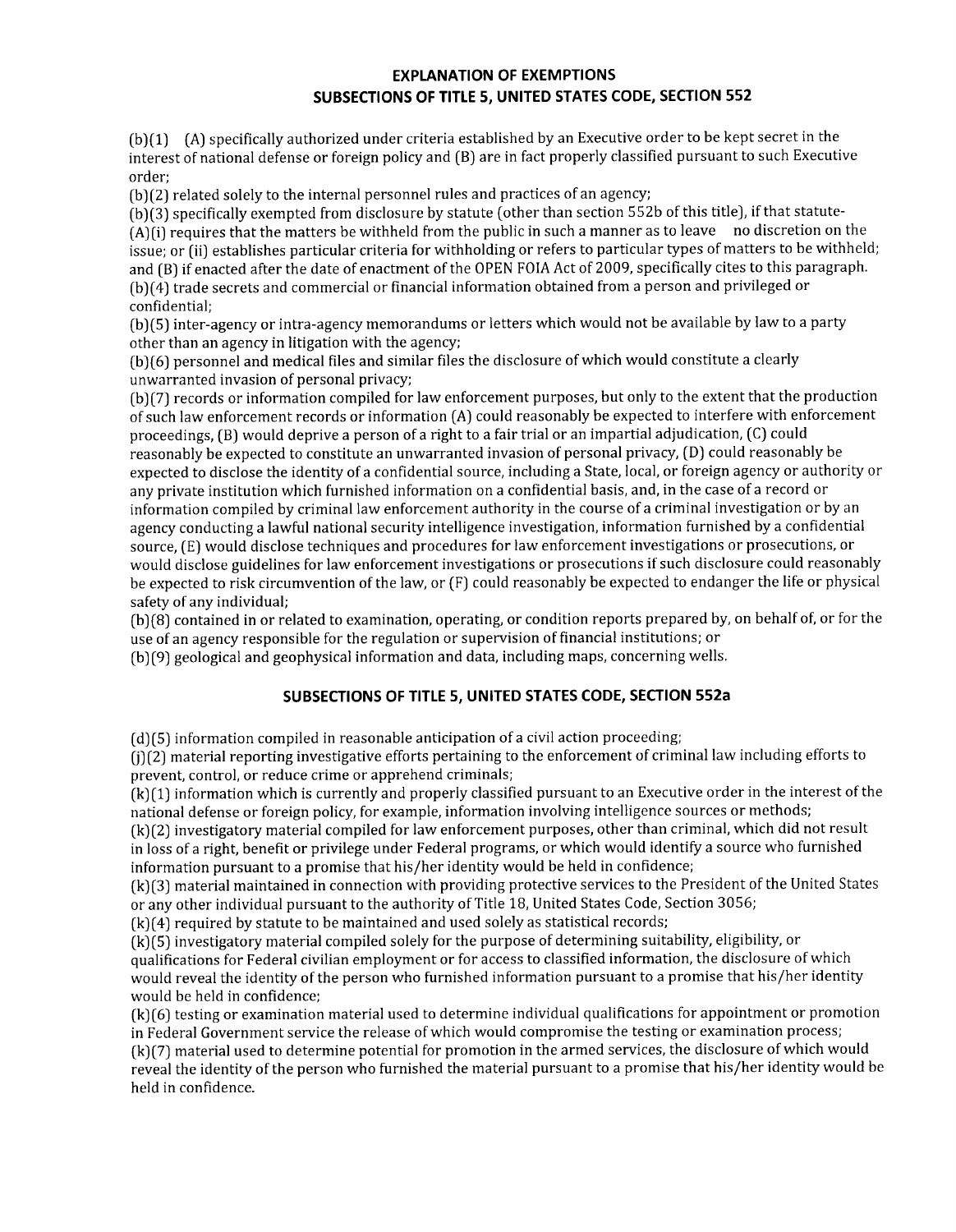## EXPLANATION OF EXEMPTIONS
## SUBSECTIONS OF TITLE 5, UNITED STATES CODE, SECTION 552

(b)(1) (A) specifically authorized under criteria established by an Executive order to be kept secret in the interest of national defense or foreign policy and (B) are in fact properly classified pursuant to such Executive order;

(b)(2) related solely to the internal personnel rules and practices of an agency;

(b)(3) specifically exempted from disclosure by statute (other than section 552b of this title), if that statute-(A)(i) requires that the matters be withheld from the public in such a manner as to leave no discretion on the issue; or (ii) establishes particular criteria for withholding or refers to particular types of matters to be withheld; and (B) if enacted after the date of enactment of the OPEN FOIA Act of 2009, specifically cites to this paragraph.

(b)(4) trade secrets and commercial or financial information obtained from a person and privileged or confidential;

(b)(5) inter-agency or intra-agency memorandums or letters which would not be available by law to a party other than an agency in litigation with the agency;

(b)(6) personnel and medical files and similar files the disclosure of which would constitute a clearly unwarranted invasion of personal privacy;

(b)(7) records or information compiled for law enforcement purposes, but only to the extent that the production of such law enforcement records or information (A) could reasonably be expected to interfere with enforcement proceedings, (B) would deprive a person of a right to a fair trial or an impartial adjudication, (C) could reasonably be expected to constitute an unwarranted invasion of personal privacy, (D) could reasonably be expected to disclose the identity of a confidential source, including a State, local, or foreign agency or authority or any private institution which furnished information on a confidential basis, and, in the case of a record or information compiled by criminal law enforcement authority in the course of a criminal investigation or by an agency conducting a lawful national security intelligence investigation, information furnished by a confidential source, (E) would disclose techniques and procedures for law enforcement investigations or prosecutions, or would disclose guidelines for law enforcement investigations or prosecutions if such disclosure could reasonably be expected to risk circumvention of the law, or (F) could reasonably be expected to endanger the life or physical safety of any individual;

(b)(8) contained in or related to examination, operating, or condition reports prepared by, on behalf of, or for the use of an agency responsible for the regulation or supervision of financial institutions; or

(b)(9) geological and geophysical information and data, including maps, concerning wells.

## SUBSECTIONS OF TITLE 5, UNITED STATES CODE, SECTION 552a

(d)(5) information compiled in reasonable anticipation of a civil action proceeding;

(j)(2) material reporting investigative efforts pertaining to the enforcement of criminal law including efforts to prevent, control, or reduce crime or apprehend criminals;

(k)(1) information which is currently and properly classified pursuant to an Executive order in the interest of the national defense or foreign policy, for example, information involving intelligence sources or methods;

(k)(2) investigatory material compiled for law enforcement purposes, other than criminal, which did not result in loss of a right, benefit or privilege under Federal programs, or which would identify a source who furnished information pursuant to a promise that his/her identity would be held in confidence;

(k)(3) material maintained in connection with providing protective services to the President of the United States or any other individual pursuant to the authority of Title 18, United States Code, Section 3056;

(k)(4) required by statute to be maintained and used solely as statistical records;

(k)(5) investigatory material compiled solely for the purpose of determining suitability, eligibility, or qualifications for Federal civilian employment or for access to classified information, the disclosure of which would reveal the identity of the person who furnished information pursuant to a promise that his/her identity would be held in confidence;

(k)(6) testing or examination material used to determine individual qualifications for appointment or promotion in Federal Government service the release of which would compromise the testing or examination process;

(k)(7) material used to determine potential for promotion in the armed services, the disclosure of which would reveal the identity of the person who furnished the material pursuant to a promise that his/her identity would be held in confidence.